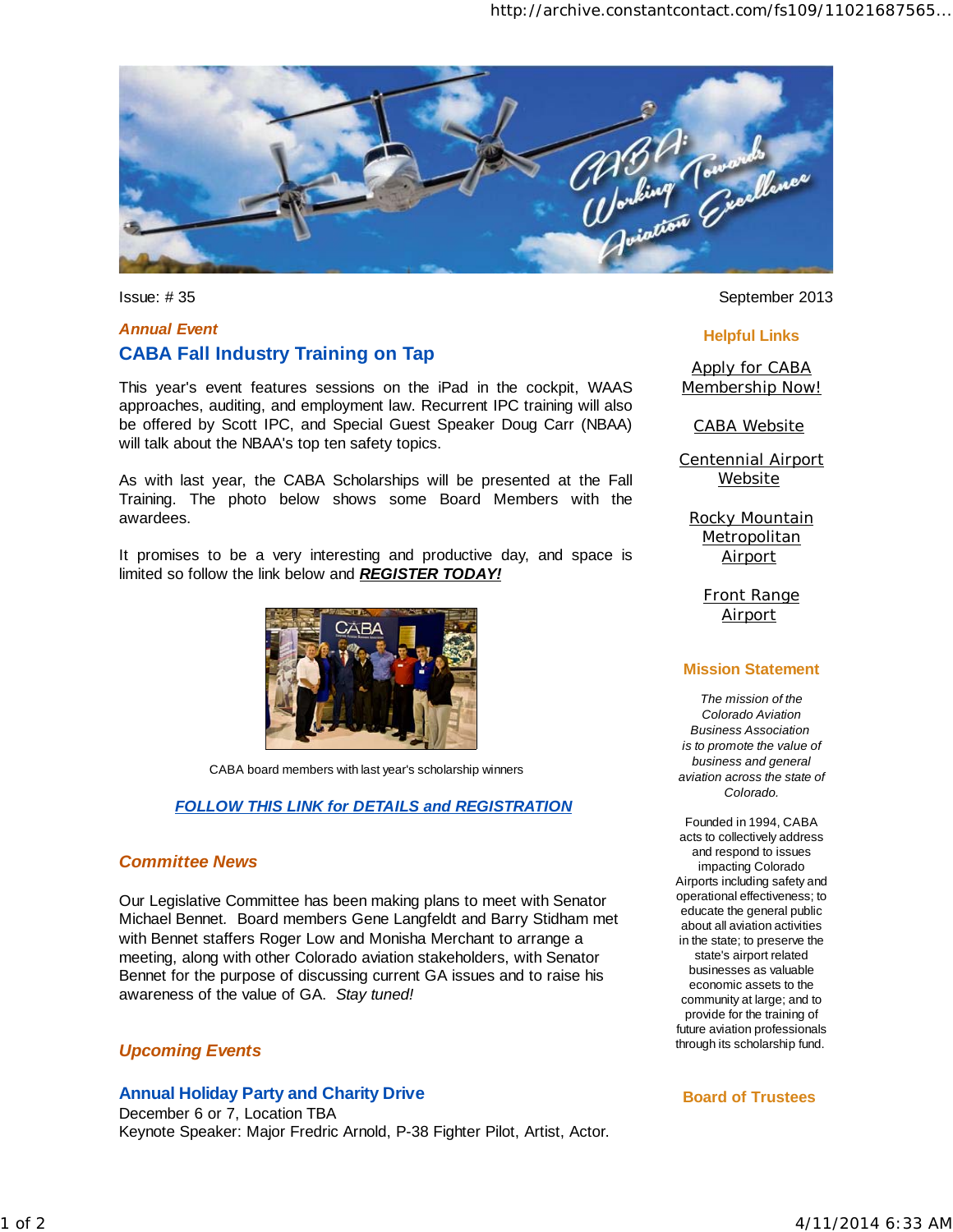Issue: # 35

September 2013

*Annual Event*

## CABA Fall Industry Training on Tap

This year's event features sessions on the iPad in the cockpit, WAAS approaches, auditing, and employment law. Recurrent IPC training will also be offered by Scott IPC, and Special Guest Speaker Doug Carr (NBAA) will talk about the NBAA's top ten safety topics.

As with last year, the CABA Scholarships will be presented at the Fall Training. The photo below shows some Board Members with the awardees.

It promises to be a very interesting and productive day, and space is limited so follow the link below and ***REGISTER TODAY!***

CABA board members with last year's scholarship winners

***FOLLOW THIS LINK for DETAILS and REGISTRATION***

*Committee News*

Our Legislative Committee has been making plans to meet with Senator Michael Bennet. Board members Gene Langfeldt and Barry Stidham met with Bennet staffers Roger Low and Monisha Merchant to arrange a meeting, along with other Colorado aviation stakeholders, with Senator Bennet for the purpose of discussing current GA issues and to raise his awareness of the value of GA. *Stay tuned!*

*Upcoming Events*

### Annual Holiday Party and Charity Drive

December 6 or 7, Location TBA
Keynote Speaker: Major Fredric Arnold, P-38 Fighter Pilot, Artist, Actor.

**Helpful Links**

Apply for CABA Membership Now!

CABA Website

Centennial Airport Website

Rocky Mountain Metropolitan Airport

Front Range Airport

**Mission Statement**

*The mission of the Colorado Aviation Business Association is to promote the value of business and general aviation across the state of Colorado.*

Founded in 1994, CABA acts to collectively address and respond to issues impacting Colorado Airports including safety and operational effectiveness; to educate the general public about all aviation activities in the state; to preserve the state's airport related businesses as valuable economic assets to the community at large; and to provide for the training of future aviation professionals through its scholarship fund.

**Board of Trustees**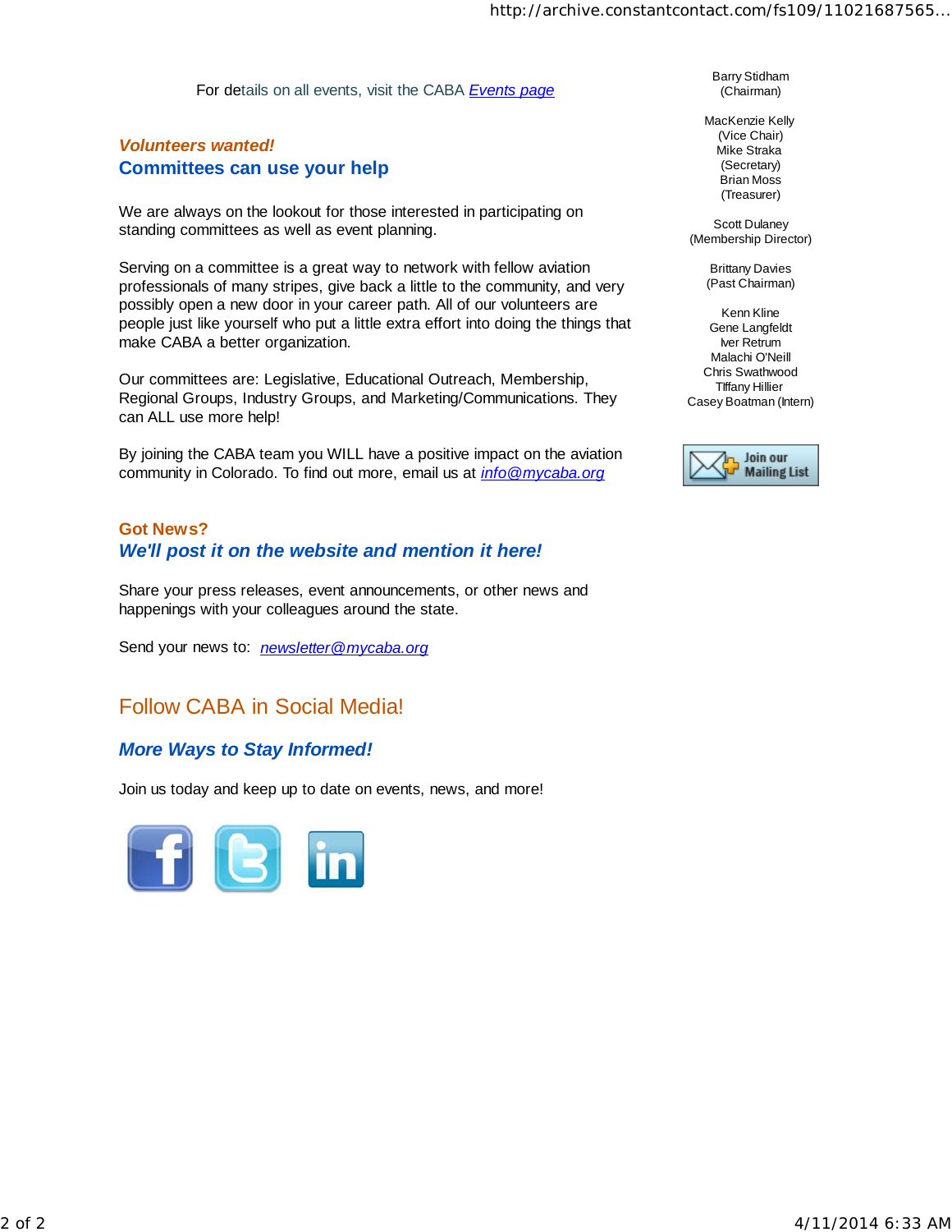For details on all events, visit the CABA *Events page*

***Volunteers wanted!***

## Committees can use your help

We are always on the lookout for those interested in participating on standing committees as well as event planning.

Serving on a committee is a great way to network with fellow aviation professionals of many stripes, give back a little to the community, and very possibly open a new door in your career path. All of our volunteers are people just like yourself who put a little extra effort into doing the things that make CABA a better organization.

Our committees are: Legislative, Educational Outreach, Membership, Regional Groups, Industry Groups, and Marketing/Communications. They can ALL use more help!

By joining the CABA team you WILL have a positive impact on the aviation community in Colorado. To find out more, email us at *info@mycaba.org*

**Got News?**

## *We'll post it on the website and mention it here!*

Share your press releases, event announcements, or other news and happenings with your colleagues around the state.

Send your news to: *newsletter@mycaba.org*

## Follow CABA in Social Media!

### *More Ways to Stay Informed!*

Join us today and keep up to date on events, news, and more!

Barry Stidham
(Chairman)

MacKenzie Kelly
(Vice Chair)
Mike Straka
(Secretary)
Brian Moss
(Treasurer)

Scott Dulaney
(Membership Director)

Brittany Davies
(Past Chairman)

Kenn Kline
Gene Langfeldt
Iver Retrum
Malachi O'Neill
Chris Swathwood
Tiffany Hillier
Casey Boatman (Intern)

Join our Mailing List